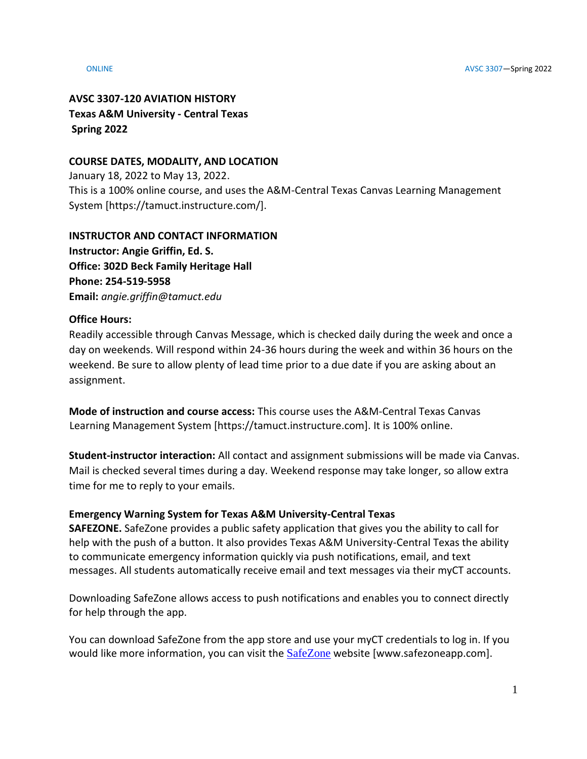**AVSC 3307-120 AVIATION HISTORY**
**Texas A&M University - Central Texas**
**Spring 2022**

**COURSE DATES, MODALITY, AND LOCATION**

January 18, 2022 to May 13, 2022.
This is a 100% online course, and uses the A&M-Central Texas Canvas Learning Management System [https://tamuct.instructure.com/].

**INSTRUCTOR AND CONTACT INFORMATION**

**Instructor: Angie Griffin, Ed. S.**
**Office: 302D Beck Family Heritage Hall**
**Phone: 254-519-5958**
**Email:** *angie.griffin@tamuct.edu*

**Office Hours:**

Readily accessible through Canvas Message, which is checked daily during the week and once a day on weekends. Will respond within 24-36 hours during the week and within 36 hours on the weekend. Be sure to allow plenty of lead time prior to a due date if you are asking about an assignment.

**Mode of instruction and course access:** This course uses the A&M-Central Texas Canvas Learning Management System [https://tamuct.instructure.com]. It is 100% online.

**Student-instructor interaction:** All contact and assignment submissions will be made via Canvas. Mail is checked several times during a day. Weekend response may take longer, so allow extra time for me to reply to your emails.

**Emergency Warning System for Texas A&M University-Central Texas**

**SAFEZONE.** SafeZone provides a public safety application that gives you the ability to call for help with the push of a button. It also provides Texas A&M University-Central Texas the ability to communicate emergency information quickly via push notifications, email, and text messages. All students automatically receive email and text messages via their myCT accounts.

Downloading SafeZone allows access to push notifications and enables you to connect directly for help through the app.

You can download SafeZone from the app store and use your myCT credentials to log in. If you would like more information, you can visit the SafeZone website [www.safezoneapp.com].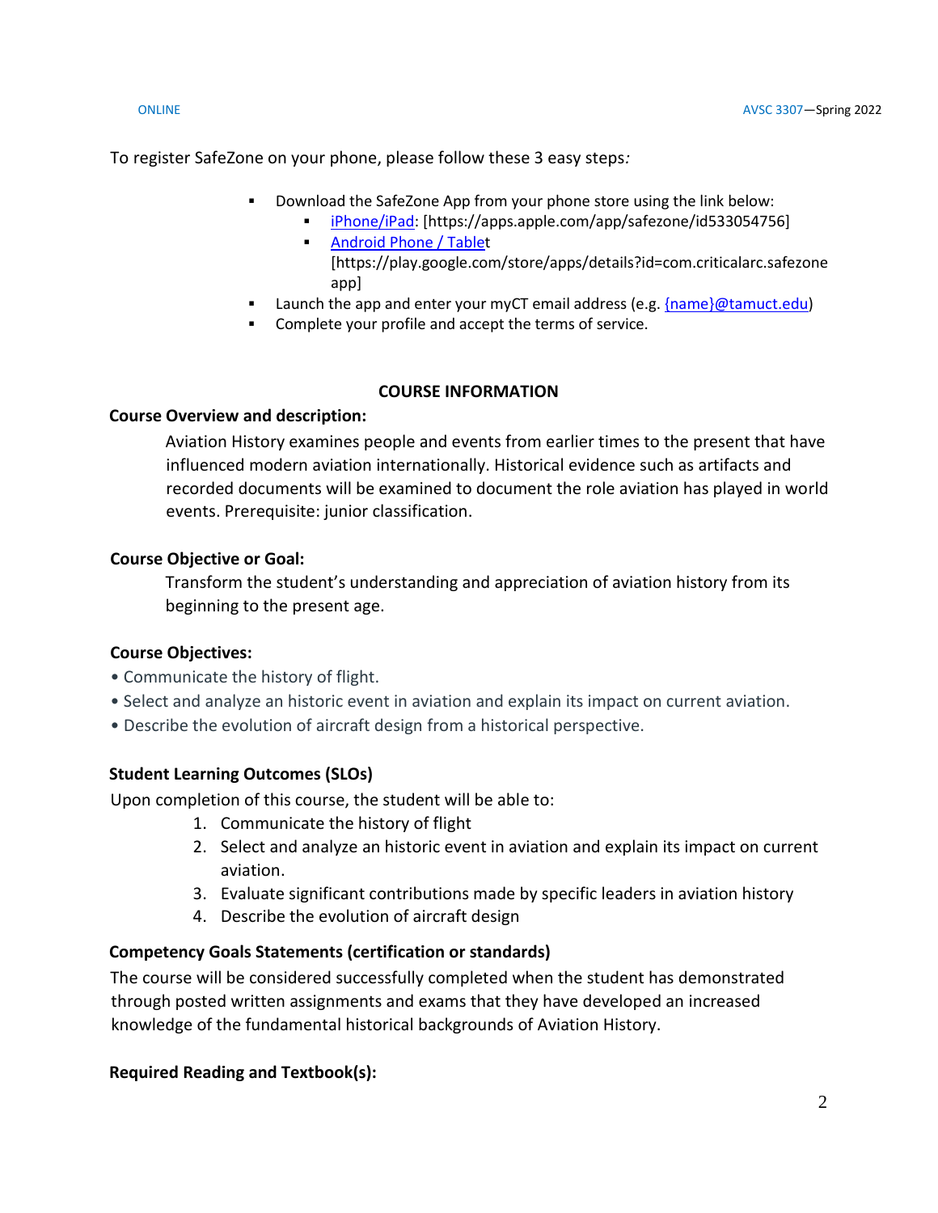To register SafeZone on your phone, please follow these 3 easy steps*:*

- Download the SafeZone App from your phone store using the link below:
  - iPhone/iPad: [https://apps.apple.com/app/safezone/id533054756]
  - Android Phone / Tablet [https://play.google.com/store/apps/details?id=com.criticalarc.safezoneapp]
- Launch the app and enter your myCT email address (e.g. {name}@tamuct.edu)
- Complete your profile and accept the terms of service.

## COURSE INFORMATION

### Course Overview and description:

Aviation History examines people and events from earlier times to the present that have influenced modern aviation internationally. Historical evidence such as artifacts and recorded documents will be examined to document the role aviation has played in world events. Prerequisite: junior classification.

### Course Objective or Goal:

Transform the student's understanding and appreciation of aviation history from its beginning to the present age.

### Course Objectives:

- Communicate the history of flight.
- Select and analyze an historic event in aviation and explain its impact on current aviation.
- Describe the evolution of aircraft design from a historical perspective.

### Student Learning Outcomes (SLOs)

Upon completion of this course, the student will be able to:

1. Communicate the history of flight
2. Select and analyze an historic event in aviation and explain its impact on current aviation.
3. Evaluate significant contributions made by specific leaders in aviation history
4. Describe the evolution of aircraft design

### Competency Goals Statements (certification or standards)

The course will be considered successfully completed when the student has demonstrated through posted written assignments and exams that they have developed an increased knowledge of the fundamental historical backgrounds of Aviation History.

### Required Reading and Textbook(s):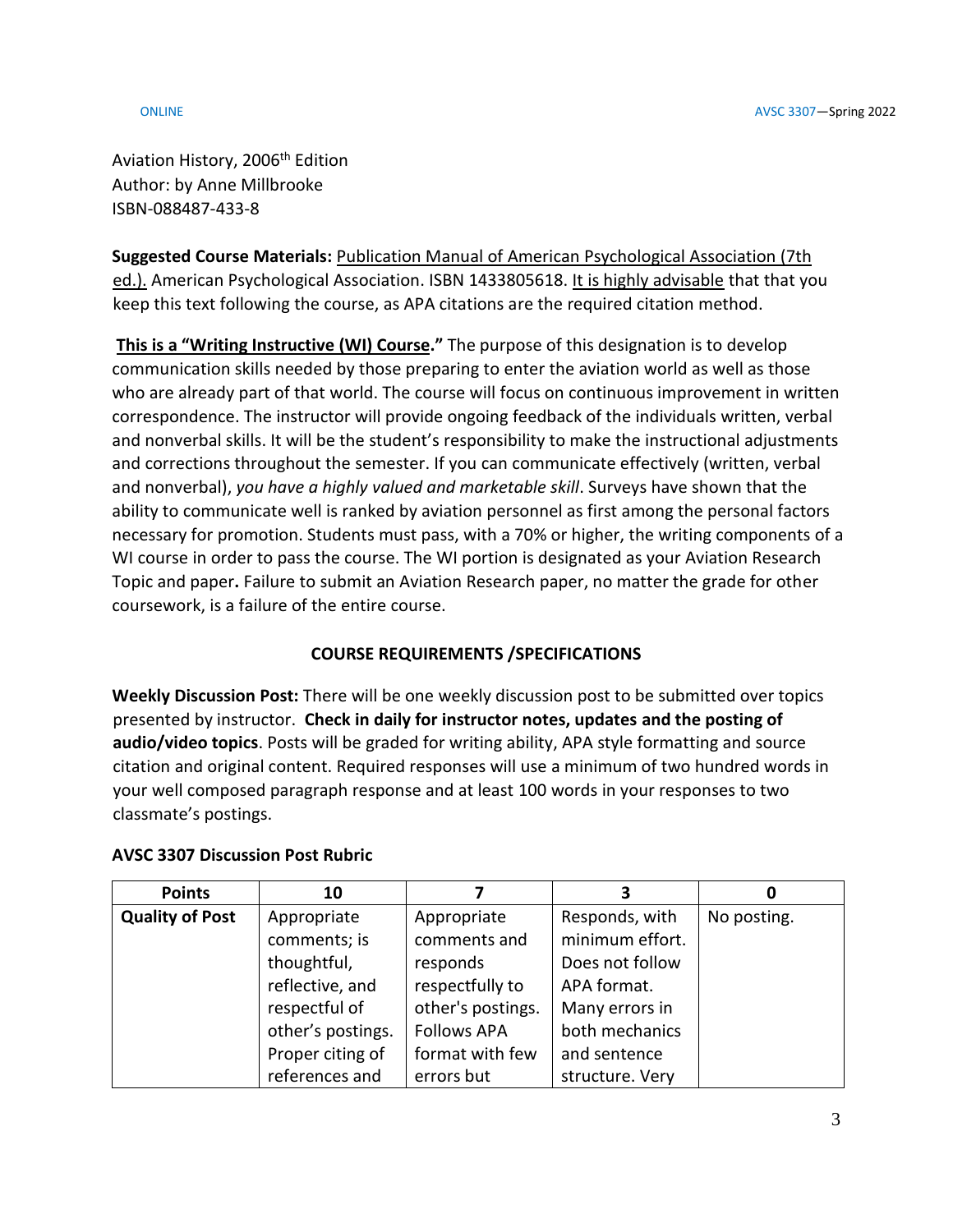Aviation History, 2006th Edition
Author: by Anne Millbrooke
ISBN-088487-433-8

**Suggested Course Materials:** Publication Manual of American Psychological Association (7th ed.). American Psychological Association. ISBN 1433805618. It is highly advisable that you keep this text following the course, as APA citations are the required citation method.

**This is a "Writing Instructive (WI) Course."** The purpose of this designation is to develop communication skills needed by those preparing to enter the aviation world as well as those who are already part of that world. The course will focus on continuous improvement in written correspondence. The instructor will provide ongoing feedback of the individuals written, verbal and nonverbal skills. It will be the student's responsibility to make the instructional adjustments and corrections throughout the semester. If you can communicate effectively (written, verbal and nonverbal), *you have a highly valued and marketable skill*. Surveys have shown that the ability to communicate well is ranked by aviation personnel as first among the personal factors necessary for promotion. Students must pass, with a 70% or higher, the writing components of a WI course in order to pass the course. The WI portion is designated as your Aviation Research Topic and paper**.** Failure to submit an Aviation Research paper, no matter the grade for other coursework, is a failure of the entire course.

## COURSE REQUIREMENTS /SPECIFICATIONS

**Weekly Discussion Post:** There will be one weekly discussion post to be submitted over topics presented by instructor. **Check in daily for instructor notes, updates and the posting of audio/video topics**. Posts will be graded for writing ability, APA style formatting and source citation and original content. Required responses will use a minimum of two hundred words in your well composed paragraph response and at least 100 words in your responses to two classmate's postings.

**AVSC 3307 Discussion Post Rubric**

| Points | 10 | 7 | 3 | 0 |
|---|---|---|---|---|
| **Quality of Post** | Appropriate comments; is thoughtful, reflective, and respectful of other's postings. Proper citing of references and | Appropriate comments and responds respectfully to other's postings. Follows APA format with few errors but | Responds, with minimum effort. Does not follow APA format. Many errors in both mechanics and sentence structure. Very | No posting. |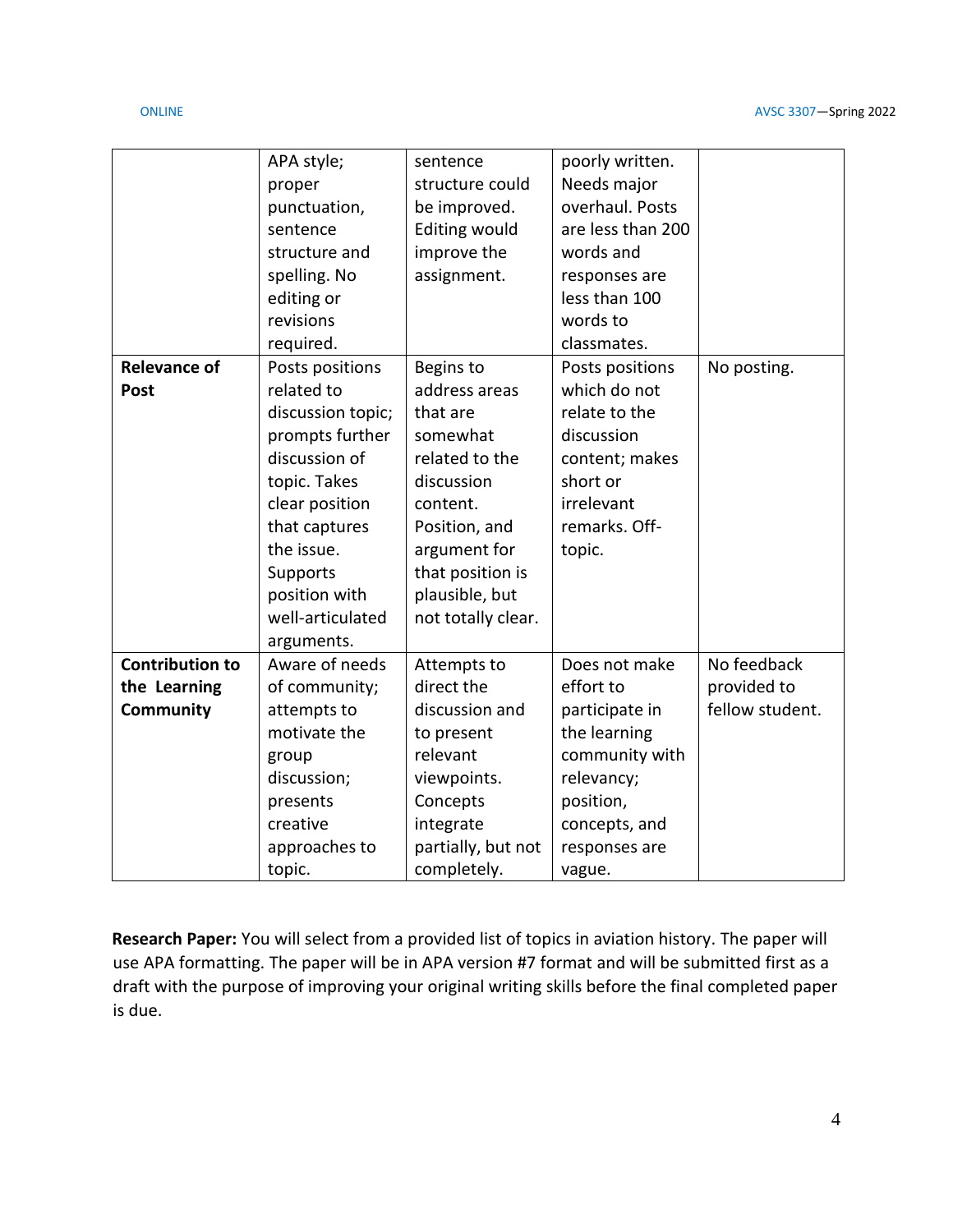| | | | | |
|---|---|---|---|---|
| | APA style; proper punctuation, sentence structure and spelling. No editing or revisions required. | sentence structure could be improved. Editing would improve the assignment. | poorly written. Needs major overhaul. Posts are less than 200 words and responses are less than 100 words to classmates. | |
| **Relevance of Post** | Posts positions related to discussion topic; prompts further discussion of topic. Takes clear position that captures the issue. Supports position with well-articulated arguments. | Begins to address areas that are somewhat related to the discussion content. Position, and argument for that position is plausible, but not totally clear. | Posts positions which do not relate to the discussion content; makes short or irrelevant remarks. Off-topic. | No posting. |
| **Contribution to the Learning Community** | Aware of needs of community; attempts to motivate the group discussion; presents creative approaches to topic. | Attempts to direct the discussion and to present relevant viewpoints. Concepts integrate partially, but not completely. | Does not make effort to participate in the learning community with relevancy; position, concepts, and responses are vague. | No feedback provided to fellow student. |

**Research Paper:** You will select from a provided list of topics in aviation history. The paper will use APA formatting. The paper will be in APA version #7 format and will be submitted first as a draft with the purpose of improving your original writing skills before the final completed paper is due.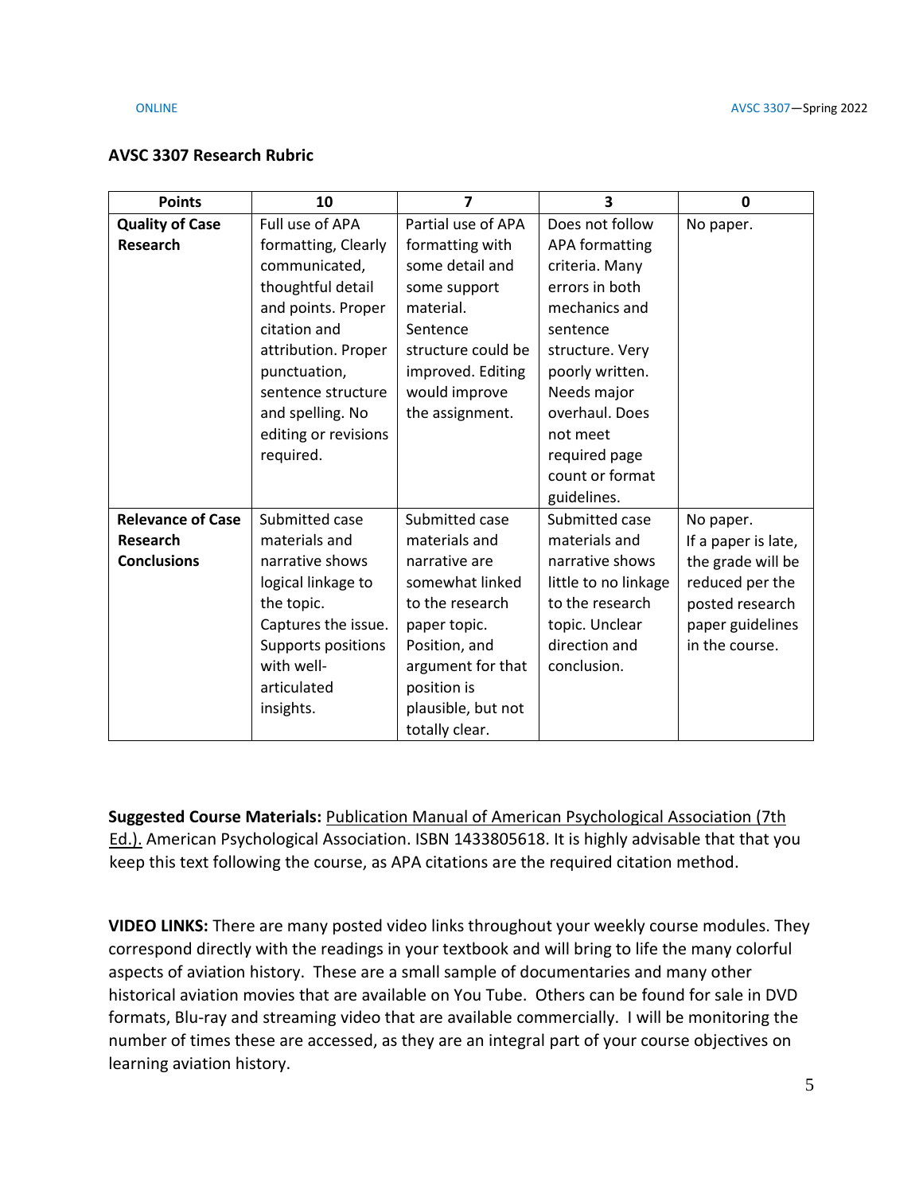**AVSC 3307 Research Rubric**

| Points | 10 | 7 | 3 | 0 |
|---|---|---|---|---|
| **Quality of Case Research** | Full use of APA formatting, Clearly communicated, thoughtful detail and points. Proper citation and attribution. Proper punctuation, sentence structure and spelling. No editing or revisions required. | Partial use of APA formatting with some detail and some support material. Sentence structure could be improved. Editing would improve the assignment. | Does not follow APA formatting criteria. Many errors in both mechanics and sentence structure. Very poorly written. Needs major overhaul. Does not meet required page count or format guidelines. | No paper. |
| **Relevance of Case Research Conclusions** | Submitted case materials and narrative shows logical linkage to the topic. Captures the issue. Supports positions with well-articulated insights. | Submitted case materials and narrative are somewhat linked to the research paper topic. Position, and argument for that position is plausible, but not totally clear. | Submitted case materials and narrative shows little to no linkage to the research topic. Unclear direction and conclusion. | No paper. If a paper is late, the grade will be reduced per the posted research paper guidelines in the course. |

**Suggested Course Materials:** Publication Manual of American Psychological Association (7th Ed.). American Psychological Association. ISBN 1433805618. It is highly advisable that that you keep this text following the course, as APA citations are the required citation method.

**VIDEO LINKS:** There are many posted video links throughout your weekly course modules. They correspond directly with the readings in your textbook and will bring to life the many colorful aspects of aviation history. These are a small sample of documentaries and many other historical aviation movies that are available on You Tube. Others can be found for sale in DVD formats, Blu-ray and streaming video that are available commercially. I will be monitoring the number of times these are accessed, as they are an integral part of your course objectives on learning aviation history.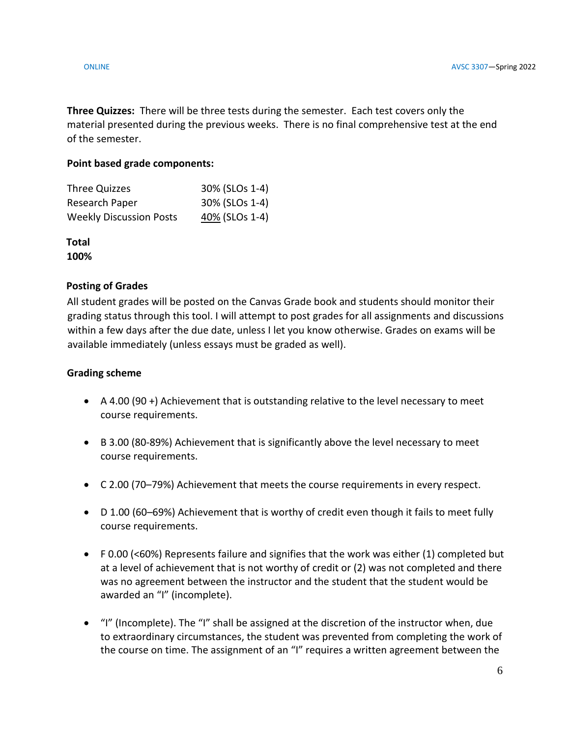**Three Quizzes:** There will be three tests during the semester. Each test covers only the material presented during the previous weeks. There is no final comprehensive test at the end of the semester.

**Point based grade components:**

| | |
|---|---|
| Three Quizzes | 30% (SLOs 1-4) |
| Research Paper | 30% (SLOs 1-4) |
| Weekly Discussion Posts | 40% (SLOs 1-4) |

**Total**
**100%**

**Posting of Grades**

All student grades will be posted on the Canvas Grade book and students should monitor their grading status through this tool. I will attempt to post grades for all assignments and discussions within a few days after the due date, unless I let you know otherwise. Grades on exams will be available immediately (unless essays must be graded as well).

**Grading scheme**

- A 4.00 (90 +) Achievement that is outstanding relative to the level necessary to meet course requirements.
- B 3.00 (80-89%) Achievement that is significantly above the level necessary to meet course requirements.
- C 2.00 (70–79%) Achievement that meets the course requirements in every respect.
- D 1.00 (60–69%) Achievement that is worthy of credit even though it fails to meet fully course requirements.
- F 0.00 (<60%) Represents failure and signifies that the work was either (1) completed but at a level of achievement that is not worthy of credit or (2) was not completed and there was no agreement between the instructor and the student that the student would be awarded an "I" (incomplete).
- "I" (Incomplete). The "I" shall be assigned at the discretion of the instructor when, due to extraordinary circumstances, the student was prevented from completing the work of the course on time. The assignment of an "I" requires a written agreement between the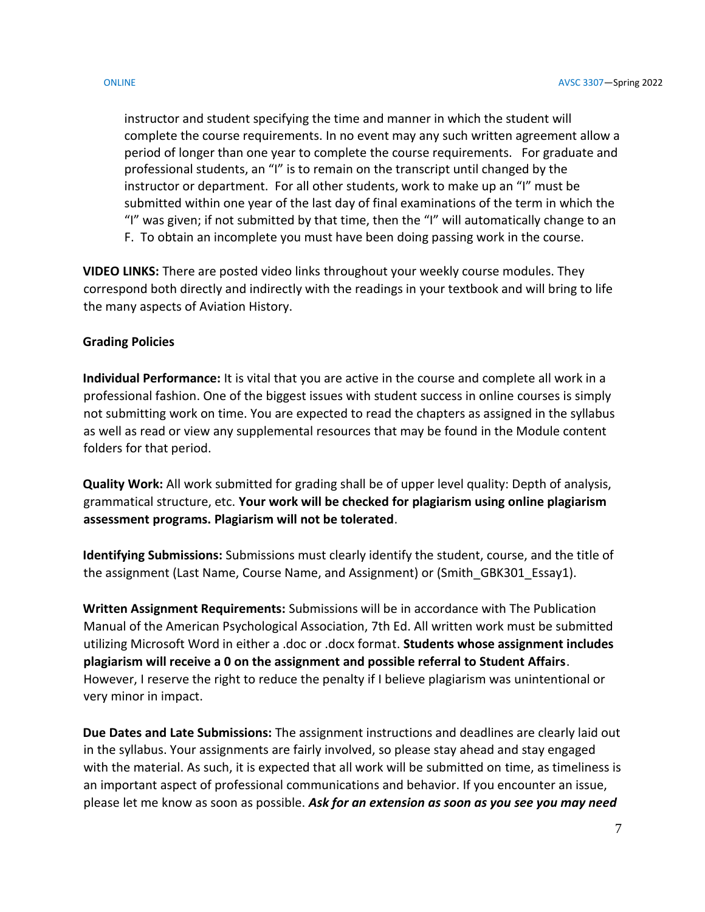instructor and student specifying the time and manner in which the student will complete the course requirements. In no event may any such written agreement allow a period of longer than one year to complete the course requirements. For graduate and professional students, an "I" is to remain on the transcript until changed by the instructor or department. For all other students, work to make up an "I" must be submitted within one year of the last day of final examinations of the term in which the "I" was given; if not submitted by that time, then the "I" will automatically change to an F. To obtain an incomplete you must have been doing passing work in the course.

**VIDEO LINKS:** There are posted video links throughout your weekly course modules. They correspond both directly and indirectly with the readings in your textbook and will bring to life the many aspects of Aviation History.

**Grading Policies**

**Individual Performance:** It is vital that you are active in the course and complete all work in a professional fashion. One of the biggest issues with student success in online courses is simply not submitting work on time. You are expected to read the chapters as assigned in the syllabus as well as read or view any supplemental resources that may be found in the Module content folders for that period.

**Quality Work:** All work submitted for grading shall be of upper level quality: Depth of analysis, grammatical structure, etc. **Your work will be checked for plagiarism using online plagiarism assessment programs. Plagiarism will not be tolerated**.

**Identifying Submissions:** Submissions must clearly identify the student, course, and the title of the assignment (Last Name, Course Name, and Assignment) or (Smith_GBK301_Essay1).

**Written Assignment Requirements:** Submissions will be in accordance with The Publication Manual of the American Psychological Association, 7th Ed. All written work must be submitted utilizing Microsoft Word in either a .doc or .docx format. **Students whose assignment includes plagiarism will receive a 0 on the assignment and possible referral to Student Affairs**. However, I reserve the right to reduce the penalty if I believe plagiarism was unintentional or very minor in impact.

**Due Dates and Late Submissions:** The assignment instructions and deadlines are clearly laid out in the syllabus. Your assignments are fairly involved, so please stay ahead and stay engaged with the material. As such, it is expected that all work will be submitted on time, as timeliness is an important aspect of professional communications and behavior. If you encounter an issue, please let me know as soon as possible. ***Ask for an extension as soon as you see you may need***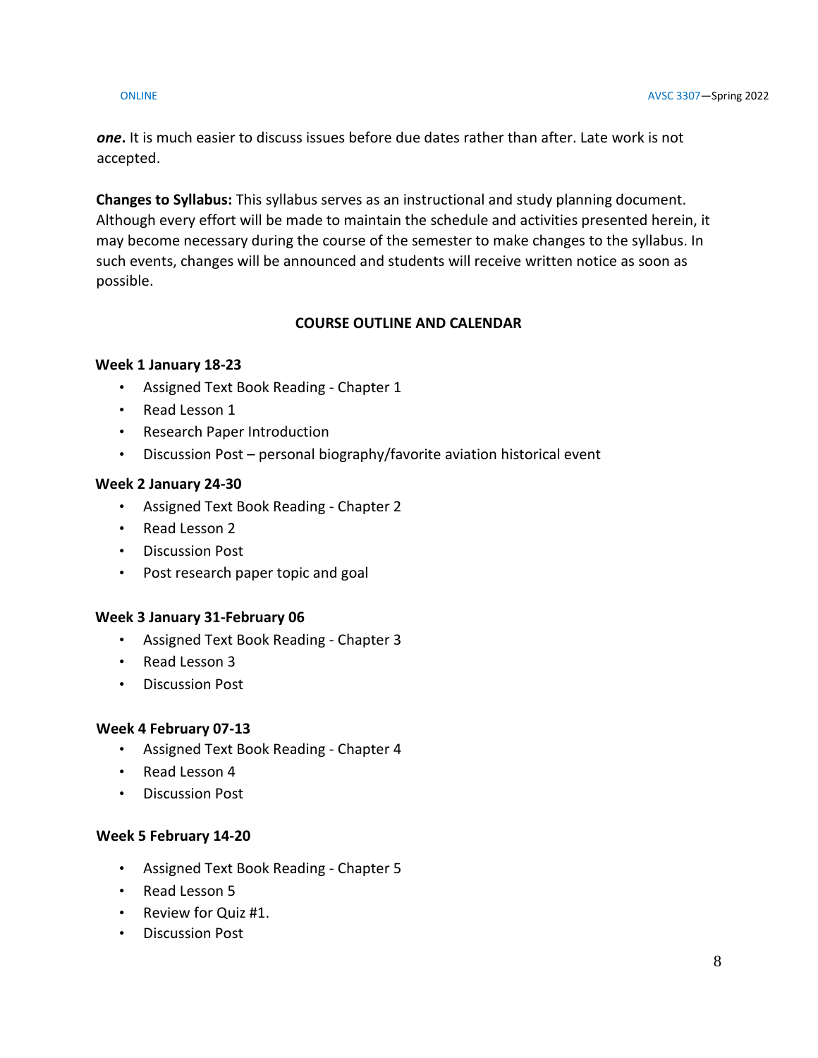***one*.** It is much easier to discuss issues before due dates rather than after. Late work is not accepted.

**Changes to Syllabus:** This syllabus serves as an instructional and study planning document. Although every effort will be made to maintain the schedule and activities presented herein, it may become necessary during the course of the semester to make changes to the syllabus. In such events, changes will be announced and students will receive written notice as soon as possible.

## COURSE OUTLINE AND CALENDAR

**Week 1 January 18-23**

- Assigned Text Book Reading - Chapter 1
- Read Lesson 1
- Research Paper Introduction
- Discussion Post – personal biography/favorite aviation historical event

**Week 2 January 24-30**

- Assigned Text Book Reading - Chapter 2
- Read Lesson 2
- Discussion Post
- Post research paper topic and goal

**Week 3 January 31-February 06**

- Assigned Text Book Reading - Chapter 3
- Read Lesson 3
- Discussion Post

**Week 4 February 07-13**

- Assigned Text Book Reading - Chapter 4
- Read Lesson 4
- Discussion Post

**Week 5 February 14-20**

- Assigned Text Book Reading - Chapter 5
- Read Lesson 5
- Review for Quiz #1.
- Discussion Post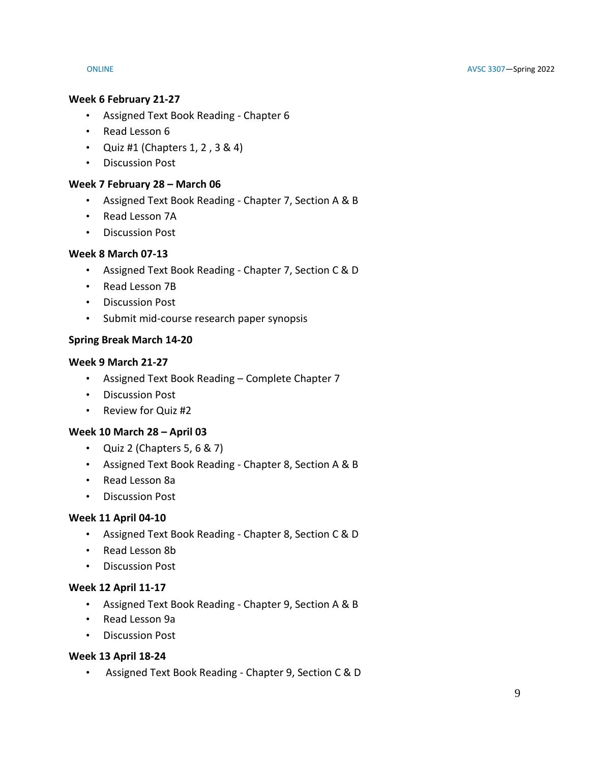**Week 6 February 21-27**

- Assigned Text Book Reading - Chapter 6
- Read Lesson 6
- Quiz #1 (Chapters 1, 2 , 3 & 4)
- Discussion Post

**Week 7 February 28 – March 06**

- Assigned Text Book Reading - Chapter 7, Section A & B
- Read Lesson 7A
- Discussion Post

**Week 8 March 07-13**

- Assigned Text Book Reading - Chapter 7, Section C & D
- Read Lesson 7B
- Discussion Post
- Submit mid-course research paper synopsis

**Spring Break March 14-20**

**Week 9 March 21-27**

- Assigned Text Book Reading – Complete Chapter 7
- Discussion Post
- Review for Quiz #2

**Week 10 March 28 – April 03**

- Quiz 2 (Chapters 5, 6 & 7)
- Assigned Text Book Reading - Chapter 8, Section A & B
- Read Lesson 8a
- Discussion Post

**Week 11 April 04-10**

- Assigned Text Book Reading - Chapter 8, Section C & D
- Read Lesson 8b
- Discussion Post

**Week 12 April 11-17**

- Assigned Text Book Reading - Chapter 9, Section A & B
- Read Lesson 9a
- Discussion Post

**Week 13 April 18-24**

- Assigned Text Book Reading - Chapter 9, Section C & D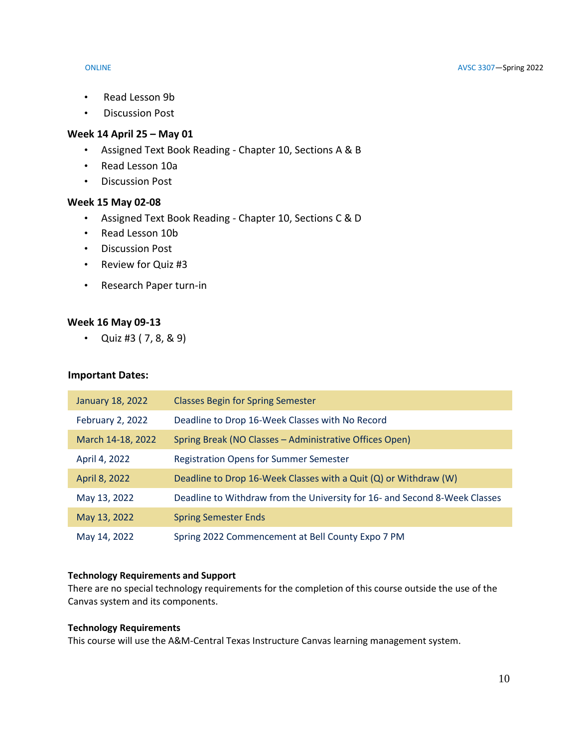- Read Lesson 9b
- Discussion Post

**Week 14 April 25 – May 01**

- Assigned Text Book Reading - Chapter 10, Sections A & B
- Read Lesson 10a
- Discussion Post

**Week 15 May 02-08**

- Assigned Text Book Reading - Chapter 10, Sections C & D
- Read Lesson 10b
- Discussion Post
- Review for Quiz #3
- Research Paper turn-in

**Week 16 May 09-13**

- Quiz #3 ( 7, 8, & 9)

**Important Dates:**

| | |
|---|---|
| January 18, 2022 | Classes Begin for Spring Semester |
| February 2, 2022 | Deadline to Drop 16-Week Classes with No Record |
| March 14-18, 2022 | Spring Break (NO Classes – Administrative Offices Open) |
| April 4, 2022 | Registration Opens for Summer Semester |
| April 8, 2022 | Deadline to Drop 16-Week Classes with a Quit (Q) or Withdraw (W) |
| May 13, 2022 | Deadline to Withdraw from the University for 16- and Second 8-Week Classes |
| May 13, 2022 | Spring Semester Ends |
| May 14, 2022 | Spring 2022 Commencement at Bell County Expo 7 PM |

**Technology Requirements and Support**

There are no special technology requirements for the completion of this course outside the use of the Canvas system and its components.

**Technology Requirements**

This course will use the A&M-Central Texas Instructure Canvas learning management system.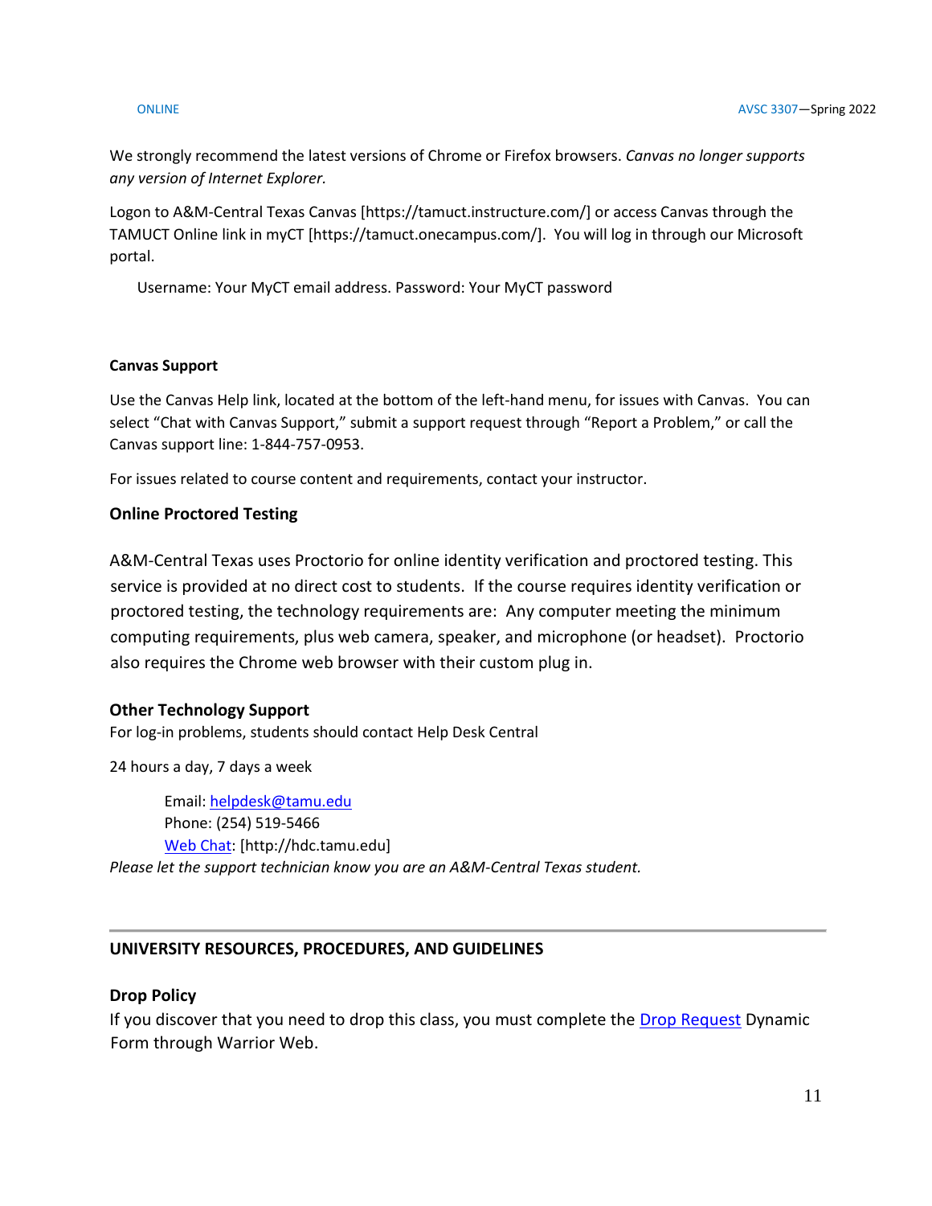We strongly recommend the latest versions of Chrome or Firefox browsers. *Canvas no longer supports any version of Internet Explorer.*

Logon to A&M-Central Texas Canvas [https://tamuct.instructure.com/] or access Canvas through the TAMUCT Online link in myCT [https://tamuct.onecampus.com/]. You will log in through our Microsoft portal.

Username: Your MyCT email address. Password: Your MyCT password

**Canvas Support**

Use the Canvas Help link, located at the bottom of the left-hand menu, for issues with Canvas. You can select "Chat with Canvas Support," submit a support request through "Report a Problem," or call the Canvas support line: 1-844-757-0953.

For issues related to course content and requirements, contact your instructor.

### Online Proctored Testing

A&M-Central Texas uses Proctorio for online identity verification and proctored testing. This service is provided at no direct cost to students. If the course requires identity verification or proctored testing, the technology requirements are: Any computer meeting the minimum computing requirements, plus web camera, speaker, and microphone (or headset). Proctorio also requires the Chrome web browser with their custom plug in.

### Other Technology Support

For log-in problems, students should contact Help Desk Central

24 hours a day, 7 days a week

Email: helpdesk@tamu.edu
Phone: (254) 519-5466
Web Chat: [http://hdc.tamu.edu]

*Please let the support technician know you are an A&M-Central Texas student.*

---

## UNIVERSITY RESOURCES, PROCEDURES, AND GUIDELINES

### Drop Policy

If you discover that you need to drop this class, you must complete the Drop Request Dynamic Form through Warrior Web.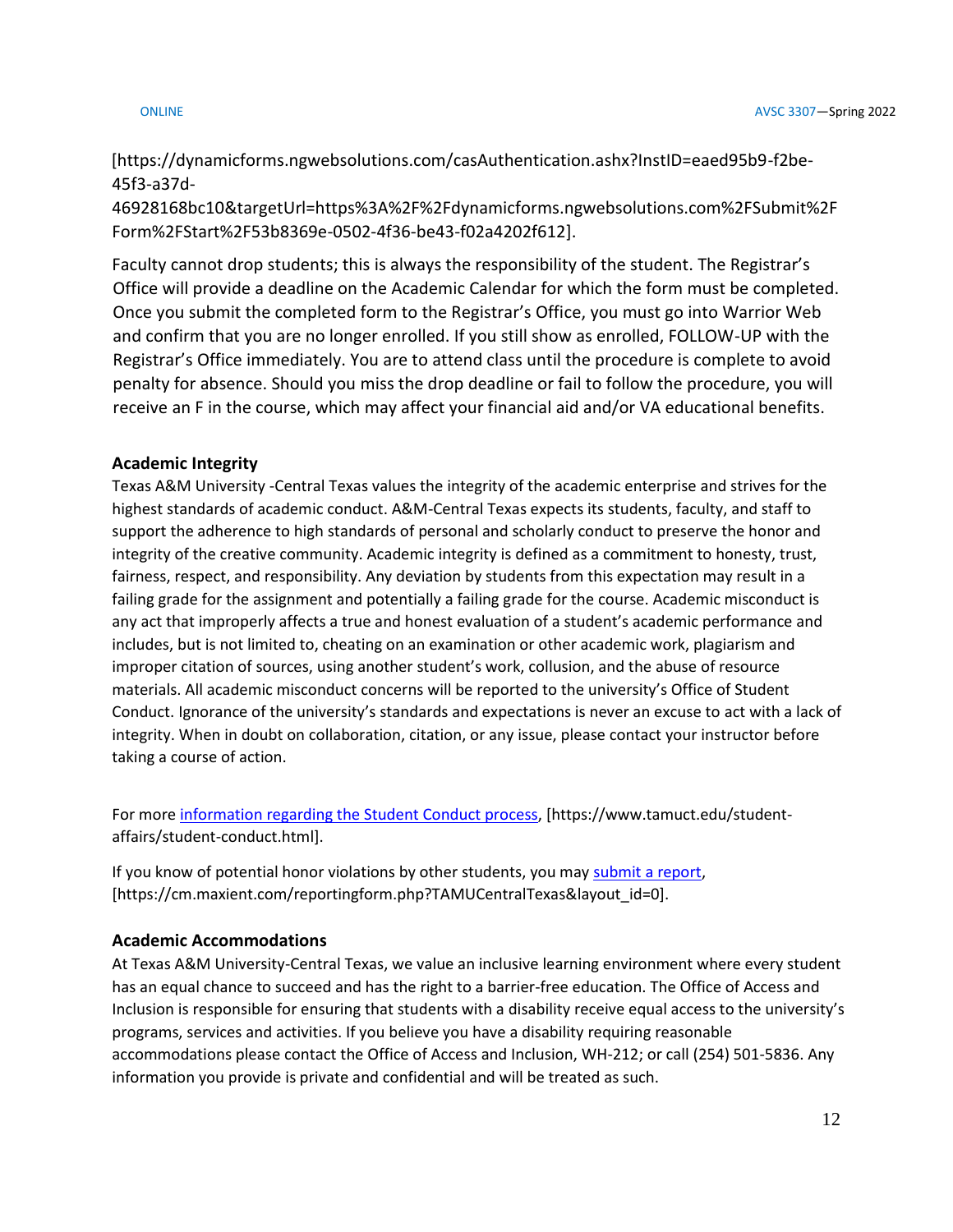[https://dynamicforms.ngwebsolutions.com/casAuthentication.ashx?InstID=eaed95b9-f2be-45f3-a37d-46928168bc10&targetUrl=https%3A%2F%2Fdynamicforms.ngwebsolutions.com%2FSubmit%2FForm%2FStart%2F53b8369e-0502-4f36-be43-f02a4202f612].

Faculty cannot drop students; this is always the responsibility of the student. The Registrar's Office will provide a deadline on the Academic Calendar for which the form must be completed. Once you submit the completed form to the Registrar's Office, you must go into Warrior Web and confirm that you are no longer enrolled. If you still show as enrolled, FOLLOW-UP with the Registrar's Office immediately. You are to attend class until the procedure is complete to avoid penalty for absence. Should you miss the drop deadline or fail to follow the procedure, you will receive an F in the course, which may affect your financial aid and/or VA educational benefits.

### Academic Integrity

Texas A&M University -Central Texas values the integrity of the academic enterprise and strives for the highest standards of academic conduct. A&M-Central Texas expects its students, faculty, and staff to support the adherence to high standards of personal and scholarly conduct to preserve the honor and integrity of the creative community. Academic integrity is defined as a commitment to honesty, trust, fairness, respect, and responsibility. Any deviation by students from this expectation may result in a failing grade for the assignment and potentially a failing grade for the course. Academic misconduct is any act that improperly affects a true and honest evaluation of a student's academic performance and includes, but is not limited to, cheating on an examination or other academic work, plagiarism and improper citation of sources, using another student's work, collusion, and the abuse of resource materials. All academic misconduct concerns will be reported to the university's Office of Student Conduct. Ignorance of the university's standards and expectations is never an excuse to act with a lack of integrity. When in doubt on collaboration, citation, or any issue, please contact your instructor before taking a course of action.

For more information regarding the Student Conduct process, [https://www.tamuct.edu/student-affairs/student-conduct.html].

If you know of potential honor violations by other students, you may submit a report, [https://cm.maxient.com/reportingform.php?TAMUCentralTexas&layout_id=0].

### Academic Accommodations

At Texas A&M University-Central Texas, we value an inclusive learning environment where every student has an equal chance to succeed and has the right to a barrier-free education. The Office of Access and Inclusion is responsible for ensuring that students with a disability receive equal access to the university's programs, services and activities. If you believe you have a disability requiring reasonable accommodations please contact the Office of Access and Inclusion, WH-212; or call (254) 501-5836. Any information you provide is private and confidential and will be treated as such.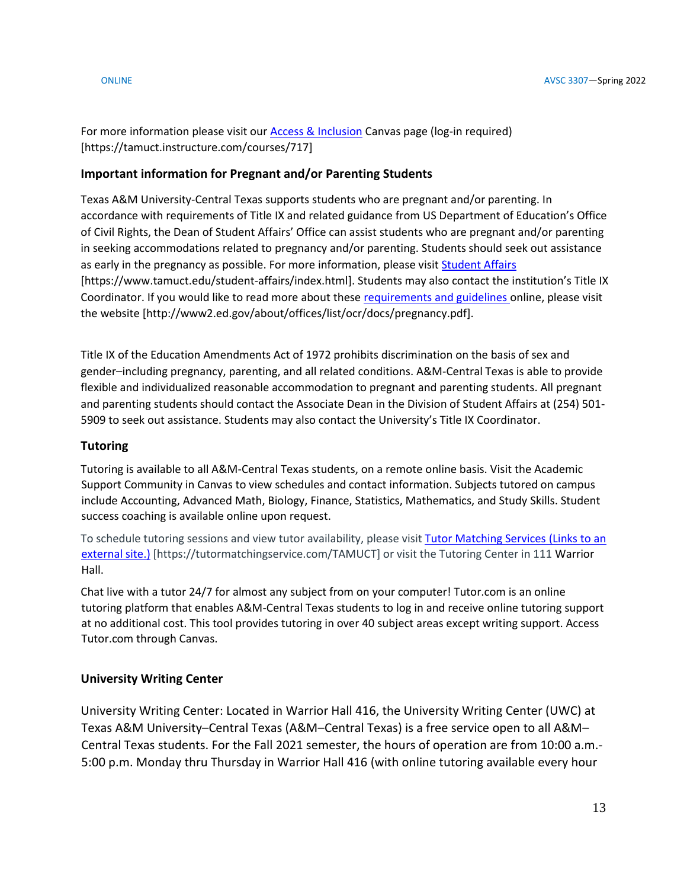For more information please visit our Access & Inclusion Canvas page (log-in required) [https://tamuct.instructure.com/courses/717]

### Important information for Pregnant and/or Parenting Students

Texas A&M University-Central Texas supports students who are pregnant and/or parenting. In accordance with requirements of Title IX and related guidance from US Department of Education's Office of Civil Rights, the Dean of Student Affairs' Office can assist students who are pregnant and/or parenting in seeking accommodations related to pregnancy and/or parenting. Students should seek out assistance as early in the pregnancy as possible. For more information, please visit Student Affairs [https://www.tamuct.edu/student-affairs/index.html]. Students may also contact the institution's Title IX Coordinator. If you would like to read more about these requirements and guidelines online, please visit the website [http://www2.ed.gov/about/offices/list/ocr/docs/pregnancy.pdf].

Title IX of the Education Amendments Act of 1972 prohibits discrimination on the basis of sex and gender–including pregnancy, parenting, and all related conditions. A&M-Central Texas is able to provide flexible and individualized reasonable accommodation to pregnant and parenting students. All pregnant and parenting students should contact the Associate Dean in the Division of Student Affairs at (254) 501-5909 to seek out assistance. Students may also contact the University's Title IX Coordinator.

### Tutoring

Tutoring is available to all A&M-Central Texas students, on a remote online basis. Visit the Academic Support Community in Canvas to view schedules and contact information. Subjects tutored on campus include Accounting, Advanced Math, Biology, Finance, Statistics, Mathematics, and Study Skills. Student success coaching is available online upon request.

To schedule tutoring sessions and view tutor availability, please visit Tutor Matching Services (Links to an external site.) [https://tutormatchingservice.com/TAMUCT] or visit the Tutoring Center in 111 Warrior Hall.

Chat live with a tutor 24/7 for almost any subject from on your computer! Tutor.com is an online tutoring platform that enables A&M-Central Texas students to log in and receive online tutoring support at no additional cost. This tool provides tutoring in over 40 subject areas except writing support. Access Tutor.com through Canvas.

### University Writing Center

University Writing Center: Located in Warrior Hall 416, the University Writing Center (UWC) at Texas A&M University–Central Texas (A&M–Central Texas) is a free service open to all A&M–Central Texas students. For the Fall 2021 semester, the hours of operation are from 10:00 a.m.-5:00 p.m. Monday thru Thursday in Warrior Hall 416 (with online tutoring available every hour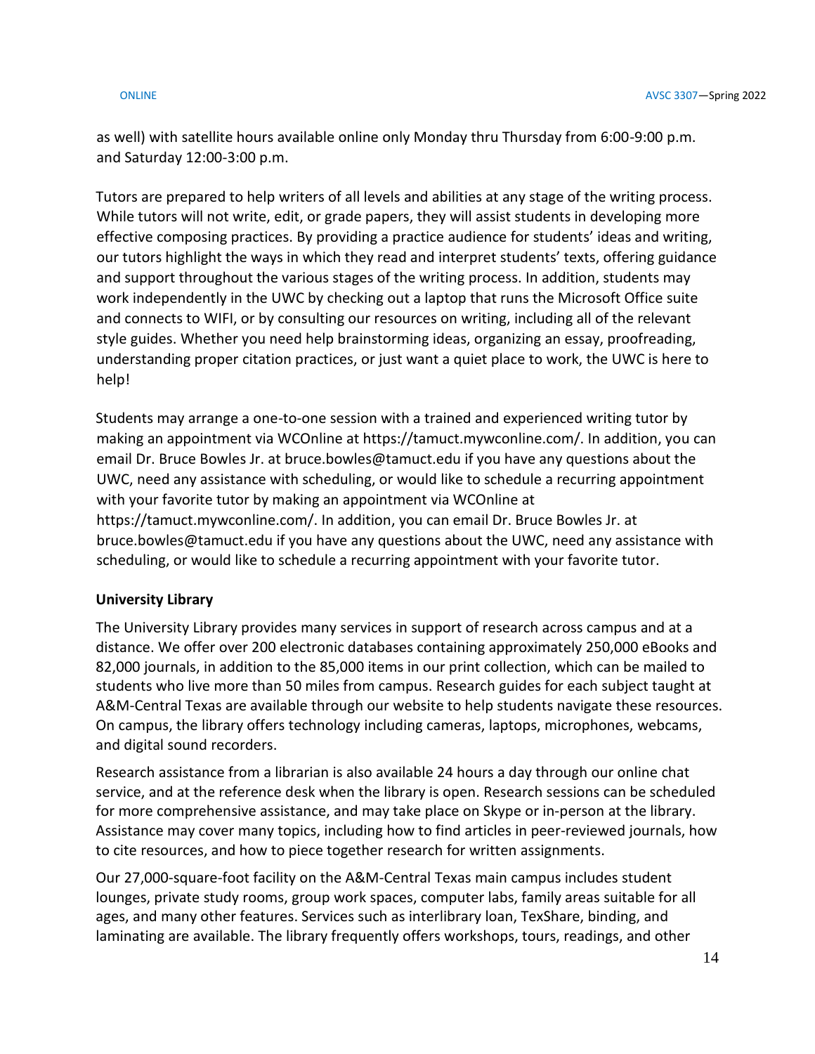as well) with satellite hours available online only Monday thru Thursday from 6:00-9:00 p.m. and Saturday 12:00-3:00 p.m.

Tutors are prepared to help writers of all levels and abilities at any stage of the writing process. While tutors will not write, edit, or grade papers, they will assist students in developing more effective composing practices. By providing a practice audience for students' ideas and writing, our tutors highlight the ways in which they read and interpret students' texts, offering guidance and support throughout the various stages of the writing process. In addition, students may work independently in the UWC by checking out a laptop that runs the Microsoft Office suite and connects to WIFI, or by consulting our resources on writing, including all of the relevant style guides. Whether you need help brainstorming ideas, organizing an essay, proofreading, understanding proper citation practices, or just want a quiet place to work, the UWC is here to help!

Students may arrange a one-to-one session with a trained and experienced writing tutor by making an appointment via WCOnline at https://tamuct.mywconline.com/. In addition, you can email Dr. Bruce Bowles Jr. at bruce.bowles@tamuct.edu if you have any questions about the UWC, need any assistance with scheduling, or would like to schedule a recurring appointment with your favorite tutor by making an appointment via WCOnline at https://tamuct.mywconline.com/. In addition, you can email Dr. Bruce Bowles Jr. at bruce.bowles@tamuct.edu if you have any questions about the UWC, need any assistance with scheduling, or would like to schedule a recurring appointment with your favorite tutor.

**University Library**

The University Library provides many services in support of research across campus and at a distance. We offer over 200 electronic databases containing approximately 250,000 eBooks and 82,000 journals, in addition to the 85,000 items in our print collection, which can be mailed to students who live more than 50 miles from campus. Research guides for each subject taught at A&M-Central Texas are available through our website to help students navigate these resources. On campus, the library offers technology including cameras, laptops, microphones, webcams, and digital sound recorders.

Research assistance from a librarian is also available 24 hours a day through our online chat service, and at the reference desk when the library is open. Research sessions can be scheduled for more comprehensive assistance, and may take place on Skype or in-person at the library. Assistance may cover many topics, including how to find articles in peer-reviewed journals, how to cite resources, and how to piece together research for written assignments.

Our 27,000-square-foot facility on the A&M-Central Texas main campus includes student lounges, private study rooms, group work spaces, computer labs, family areas suitable for all ages, and many other features. Services such as interlibrary loan, TexShare, binding, and laminating are available. The library frequently offers workshops, tours, readings, and other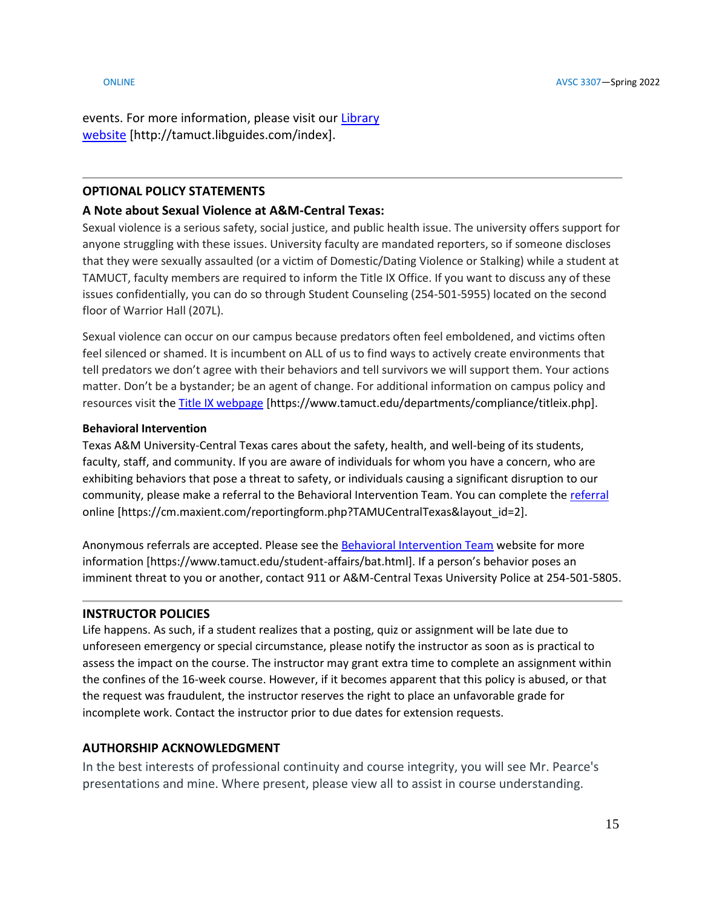events. For more information, please visit our Library website [http://tamuct.libguides.com/index].

---

## OPTIONAL POLICY STATEMENTS

### A Note about Sexual Violence at A&M-Central Texas:

Sexual violence is a serious safety, social justice, and public health issue. The university offers support for anyone struggling with these issues. University faculty are mandated reporters, so if someone discloses that they were sexually assaulted (or a victim of Domestic/Dating Violence or Stalking) while a student at TAMUCT, faculty members are required to inform the Title IX Office. If you want to discuss any of these issues confidentially, you can do so through Student Counseling (254-501-5955) located on the second floor of Warrior Hall (207L).

Sexual violence can occur on our campus because predators often feel emboldened, and victims often feel silenced or shamed. It is incumbent on ALL of us to find ways to actively create environments that tell predators we don't agree with their behaviors and tell survivors we will support them. Your actions matter. Don't be a bystander; be an agent of change. For additional information on campus policy and resources visit the Title IX webpage [https://www.tamuct.edu/departments/compliance/titleix.php].

#### Behavioral Intervention

Texas A&M University-Central Texas cares about the safety, health, and well-being of its students, faculty, staff, and community. If you are aware of individuals for whom you have a concern, who are exhibiting behaviors that pose a threat to safety, or individuals causing a significant disruption to our community, please make a referral to the Behavioral Intervention Team. You can complete the referral online [https://cm.maxient.com/reportingform.php?TAMUCentralTexas&layout_id=2].

Anonymous referrals are accepted. Please see the Behavioral Intervention Team website for more information [https://www.tamuct.edu/student-affairs/bat.html]. If a person's behavior poses an imminent threat to you or another, contact 911 or A&M-Central Texas University Police at 254-501-5805.

---

## INSTRUCTOR POLICIES

Life happens. As such, if a student realizes that a posting, quiz or assignment will be late due to unforeseen emergency or special circumstance, please notify the instructor as soon as is practical to assess the impact on the course. The instructor may grant extra time to complete an assignment within the confines of the 16-week course. However, if it becomes apparent that this policy is abused, or that the request was fraudulent, the instructor reserves the right to place an unfavorable grade for incomplete work. Contact the instructor prior to due dates for extension requests.

## AUTHORSHIP ACKNOWLEDGMENT

In the best interests of professional continuity and course integrity, you will see Mr. Pearce's presentations and mine. Where present, please view all to assist in course understanding.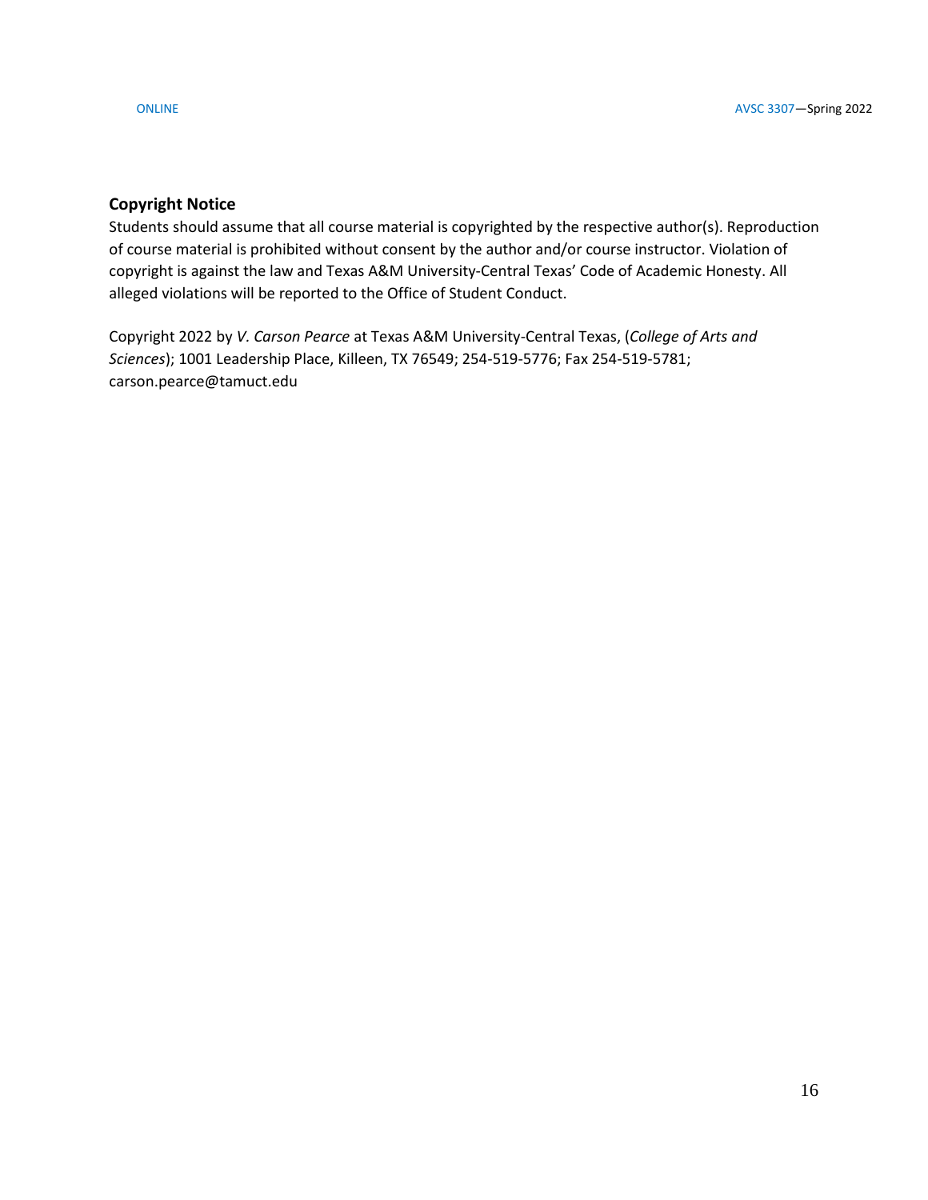## Copyright Notice

Students should assume that all course material is copyrighted by the respective author(s). Reproduction of course material is prohibited without consent by the author and/or course instructor. Violation of copyright is against the law and Texas A&M University-Central Texas' Code of Academic Honesty. All alleged violations will be reported to the Office of Student Conduct.

Copyright 2022 by *V. Carson Pearce* at Texas A&M University-Central Texas, (*College of Arts and Sciences*); 1001 Leadership Place, Killeen, TX 76549; 254-519-5776; Fax 254-519-5781; carson.pearce@tamuct.edu